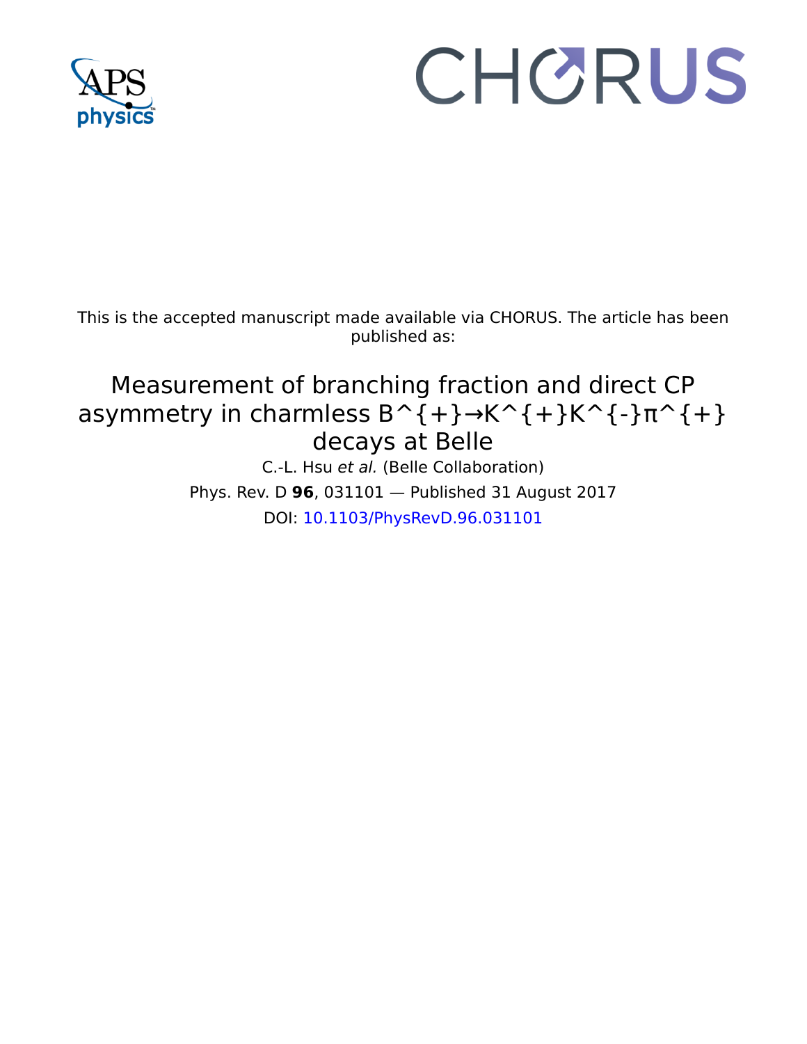This is the accepted manuscript made available via CHORUS. The article has been published as:

# Measurement of branching fraction and direct CP asymmetry in charmless B^{+}→K^{+}K^{-}π^{+} decays at Belle

C.-L. Hsu *et al.* (Belle Collaboration)

Phys. Rev. D **96**, 031101 — Published 31 August 2017

DOI: 10.1103/PhysRevD.96.031101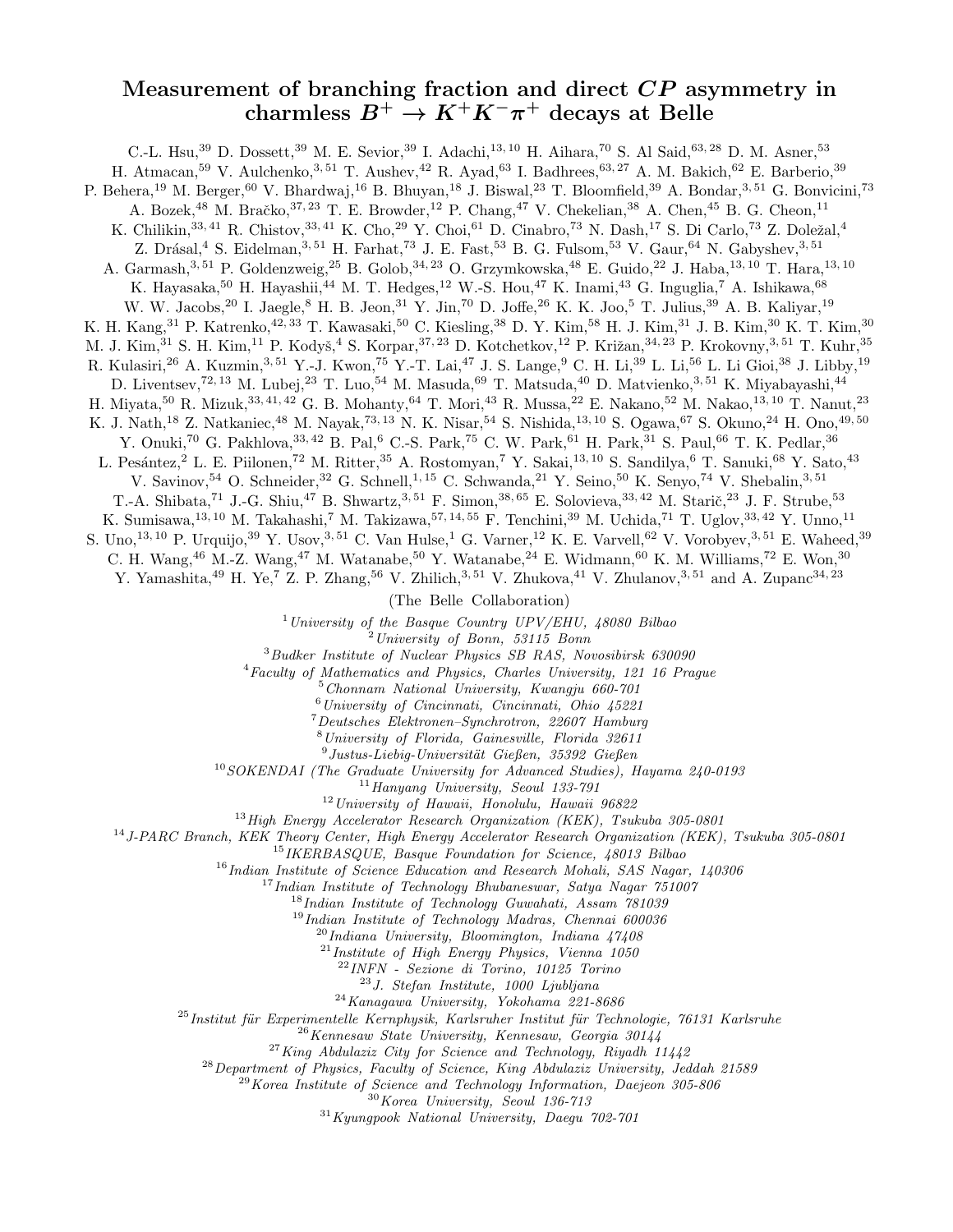# Measurement of branching fraction and direct $CP$ asymmetry in charmless $B^+ \to K^+K^-\pi^+$ decays at Belle

C.-L. Hsu,[39] D. Dossett,[39] M. E. Sevior,[39] I. Adachi,[13,10] H. Aihara,[70] S. Al Said,[63,28] D. M. Asner,[53] H. Atmacan,[59] V. Aulchenko,[3,51] T. Aushev,[42] R. Ayad,[63] I. Badhrees,[63,27] A. M. Bakich,[62] E. Barberio,[39] P. Behera,[19] M. Berger,[60] V. Bhardwaj,[16] B. Bhuyan,[18] J. Biswal,[23] T. Bloomfield,[39] A. Bondar,[3,51] G. Bonvicini,[73] A. Bozek,[48] M. Bračko,[37,23] T. E. Browder,[12] P. Chang,[47] V. Chekelian,[38] A. Chen,[45] B. G. Cheon,[11] K. Chilikin,[33,41] R. Chistov,[33,41] K. Cho,[29] Y. Choi,[61] D. Cinabro,[73] N. Dash,[17] S. Di Carlo,[73] Z. Doležal,[4] Z. Drásal,[4] S. Eidelman,[3,51] H. Farhat,[73] J. E. Fast,[53] B. G. Fulsom,[53] V. Gaur,[64] N. Gabyshev,[3,51] A. Garmash,[3,51] P. Goldenzweig,[25] B. Golob,[34,23] O. Grzymkowska,[48] E. Guido,[22] J. Haba,[13,10] T. Hara,[13,10] K. Hayasaka,[50] H. Hayashii,[44] M. T. Hedges,[12] W.-S. Hou,[47] K. Inami,[43] G. Inguglia,[7] A. Ishikawa,[68] W. W. Jacobs,[20] I. Jaegle,[8] H. B. Jeon,[31] Y. Jin,[70] D. Joffe,[26] K. K. Joo,[5] T. Julius,[39] A. B. Kaliyar,[19] K. H. Kang,[31] P. Katrenko,[42,33] T. Kawasaki,[50] C. Kiesling,[38] D. Y. Kim,[58] H. J. Kim,[31] J. B. Kim,[30] K. T. Kim,[30] M. J. Kim,[31] S. H. Kim,[11] P. Kodyš,[4] S. Korpar,[37,23] D. Kotchetkov,[12] P. Križan,[34,23] P. Krokovny,[3,51] T. Kuhr,[35] R. Kulasiri,[26] A. Kuzmin,[3,51] Y.-J. Kwon,[75] Y.-T. Lai,[47] J. S. Lange,[9] C. H. Li,[39] L. Li,[56] L. Li Gioi,[38] J. Libby,[19] D. Liventsev,[72,13] M. Lubej,[23] T. Luo,[54] M. Masuda,[69] T. Matsuda,[40] D. Matvienko,[3,51] K. Miyabayashi,[44] H. Miyata,[50] R. Mizuk,[33,41,42] G. B. Mohanty,[64] T. Mori,[43] R. Mussa,[22] E. Nakano,[52] M. Nakao,[13,10] T. Nanut,[23] K. J. Nath,[18] Z. Natkaniec,[48] M. Nayak,[73,13] N. K. Nisar,[54] S. Nishida,[13,10] S. Ogawa,[67] S. Okuno,[24] H. Ono,[49,50] Y. Onuki,[70] G. Pakhlova,[33,42] B. Pal,[6] C.-S. Park,[75] C. W. Park,[61] H. Park,[31] S. Paul,[66] T. K. Pedlar,[36] L. Pesántez,[2] L. E. Piilonen,[72] M. Ritter,[35] A. Rostomyan,[7] Y. Sakai,[13,10] S. Sandilya,[6] T. Sanuki,[68] Y. Sato,[43] V. Savinov,[54] O. Schneider,[32] G. Schnell,[1,15] C. Schwanda,[21] Y. Seino,[50] K. Senyo,[74] V. Shebalin,[3,51] T.-A. Shibata,[71] J.-G. Shiu,[47] B. Shwartz,[3,51] F. Simon,[38,65] E. Solovieva,[33,42] M. Starič,[23] J. F. Strube,[53] K. Sumisawa,[13,10] M. Takahashi,[7] M. Takizawa,[57,14,55] F. Tenchini,[39] M. Uchida,[71] T. Uglov,[33,42] Y. Unno,[11] S. Uno,[13,10] P. Urquijo,[39] Y. Usov,[3,51] C. Van Hulse,[1] G. Varner,[12] K. E. Varvell,[62] V. Vorobyev,[3,51] E. Waheed,[39] C. H. Wang,[46] M.-Z. Wang,[47] M. Watanabe,[50] Y. Watanabe,[24] E. Widmann,[60] K. M. Williams,[72] E. Won,[30] Y. Yamashita,[49] H. Ye,[7] Z. P. Zhang,[56] V. Zhilich,[3,51] V. Zhukova,[41] V. Zhulanov,[3,51] and A. Zupanc[34,23]

(The Belle Collaboration)

[1] *University of the Basque Country UPV/EHU, 48080 Bilbao*
[2] *University of Bonn, 53115 Bonn*
[3] *Budker Institute of Nuclear Physics SB RAS, Novosibirsk 630090*
[4] *Faculty of Mathematics and Physics, Charles University, 121 16 Prague*
[5] *Chonnam National University, Kwangju 660-701*
[6] *University of Cincinnati, Cincinnati, Ohio 45221*
[7] *Deutsches Elektronen–Synchrotron, 22607 Hamburg*
[8] *University of Florida, Gainesville, Florida 32611*
[9] *Justus-Liebig-Universität Gießen, 35392 Gießen*
[10] *SOKENDAI (The Graduate University for Advanced Studies), Hayama 240-0193*
[11] *Hanyang University, Seoul 133-791*
[12] *University of Hawaii, Honolulu, Hawaii 96822*
[13] *High Energy Accelerator Research Organization (KEK), Tsukuba 305-0801*
[14] *J-PARC Branch, KEK Theory Center, High Energy Accelerator Research Organization (KEK), Tsukuba 305-0801*
[15] *IKERBASQUE, Basque Foundation for Science, 48013 Bilbao*
[16] *Indian Institute of Science Education and Research Mohali, SAS Nagar, 140306*
[17] *Indian Institute of Technology Bhubaneswar, Satya Nagar 751007*
[18] *Indian Institute of Technology Guwahati, Assam 781039*
[19] *Indian Institute of Technology Madras, Chennai 600036*
[20] *Indiana University, Bloomington, Indiana 47408*
[21] *Institute of High Energy Physics, Vienna 1050*
[22] *INFN - Sezione di Torino, 10125 Torino*
[23] *J. Stefan Institute, 1000 Ljubljana*
[24] *Kanagawa University, Yokohama 221-8686*
[25] *Institut für Experimentelle Kernphysik, Karlsruher Institut für Technologie, 76131 Karlsruhe*
[26] *Kennesaw State University, Kennesaw, Georgia 30144*
[27] *King Abdulaziz City for Science and Technology, Riyadh 11442*
[28] *Department of Physics, Faculty of Science, King Abdulaziz University, Jeddah 21589*
[29] *Korea Institute of Science and Technology Information, Daejeon 305-806*
[30] *Korea University, Seoul 136-713*
[31] *Kyungpook National University, Daegu 702-701*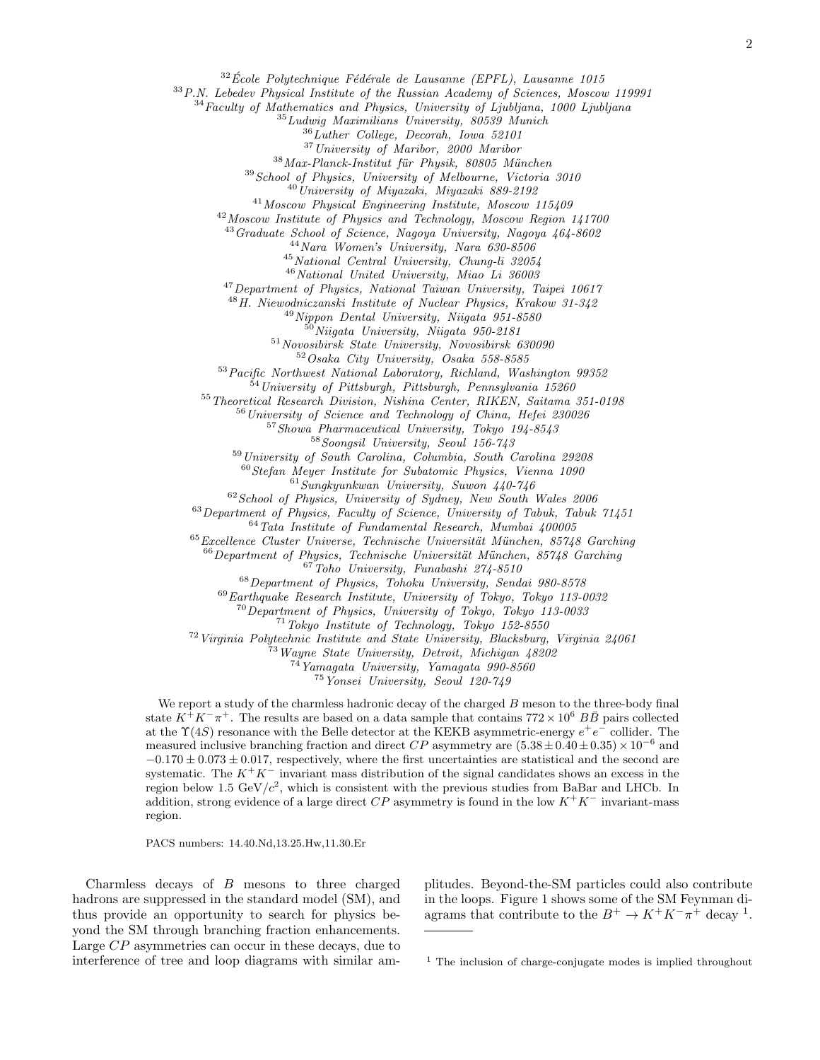[32]École Polytechnique Fédérale de Lausanne (EPFL), Lausanne 1015
[33]P.N. Lebedev Physical Institute of the Russian Academy of Sciences, Moscow 119991
[34]Faculty of Mathematics and Physics, University of Ljubljana, 1000 Ljubljana
[35]Ludwig Maximilians University, 80539 Munich
[36]Luther College, Decorah, Iowa 52101
[37]University of Maribor, 2000 Maribor
[38]Max-Planck-Institut für Physik, 80805 München
[39]School of Physics, University of Melbourne, Victoria 3010
[40]University of Miyazaki, Miyazaki 889-2192
[41]Moscow Physical Engineering Institute, Moscow 115409
[42]Moscow Institute of Physics and Technology, Moscow Region 141700
[43]Graduate School of Science, Nagoya University, Nagoya 464-8602
[44]Nara Women's University, Nara 630-8506
[45]National Central University, Chung-li 32054
[46]National United University, Miao Li 36003
[47]Department of Physics, National Taiwan University, Taipei 10617
[48]H. Niewodniczanski Institute of Nuclear Physics, Krakow 31-342
[49]Nippon Dental University, Niigata 951-8580
[50]Niigata University, Niigata 950-2181
[51]Novosibirsk State University, Novosibirsk 630090
[52]Osaka City University, Osaka 558-8585
[53]Pacific Northwest National Laboratory, Richland, Washington 99352
[54]University of Pittsburgh, Pittsburgh, Pennsylvania 15260
[55]Theoretical Research Division, Nishina Center, RIKEN, Saitama 351-0198
[56]University of Science and Technology of China, Hefei 230026
[57]Showa Pharmaceutical University, Tokyo 194-8543
[58]Soongsil University, Seoul 156-743
[59]University of South Carolina, Columbia, South Carolina 29208
[60]Stefan Meyer Institute for Subatomic Physics, Vienna 1090
[61]Sungkyunkwan University, Suwon 440-746
[62]School of Physics, University of Sydney, New South Wales 2006
[63]Department of Physics, Faculty of Science, University of Tabuk, Tabuk 71451
[64]Tata Institute of Fundamental Research, Mumbai 400005
[65]Excellence Cluster Universe, Technische Universität München, 85748 Garching
[66]Department of Physics, Technische Universität München, 85748 Garching
[67]Toho University, Funabashi 274-8510
[68]Department of Physics, Tohoku University, Sendai 980-8578
[69]Earthquake Research Institute, University of Tokyo, Tokyo 113-0032
[70]Department of Physics, University of Tokyo, Tokyo 113-0033
[71]Tokyo Institute of Technology, Tokyo 152-8550
[72]Virginia Polytechnic Institute and State University, Blacksburg, Virginia 24061
[73]Wayne State University, Detroit, Michigan 48202
[74]Yamagata University, Yamagata 990-8560
[75]Yonsei University, Seoul 120-749

We report a study of the charmless hadronic decay of the charged $B$ meson to the three-body final state $K^+K^-\pi^+$. The results are based on a data sample that contains $772 \times 10^6$ $B\bar{B}$ pairs collected at the $\Upsilon(4S)$ resonance with the Belle detector at the KEKB asymmetric-energy $e^+e^-$ collider. The measured inclusive branching fraction and direct $CP$ asymmetry are $(5.38 \pm 0.40 \pm 0.35) \times 10^{-6}$ and $-0.170 \pm 0.073 \pm 0.017$, respectively, where the first uncertainties are statistical and the second are systematic. The $K^+K^-$ invariant mass distribution of the signal candidates shows an excess in the region below 1.5 GeV/$c^2$, which is consistent with the previous studies from BaBar and LHCb. In addition, strong evidence of a large direct $CP$ asymmetry is found in the low $K^+K^-$ invariant-mass region.

PACS numbers: 14.40.Nd,13.25.Hw,11.30.Er

Charmless decays of $B$ mesons to three charged hadrons are suppressed in the standard model (SM), and thus provide an opportunity to search for physics beyond the SM through branching fraction enhancements. Large $CP$ asymmetries can occur in these decays, due to interference of tree and loop diagrams with similar amplitudes. Beyond-the-SM particles could also contribute in the loops. Figure 1 shows some of the SM Feynman diagrams that contribute to the $B^+ \to K^+K^-\pi^+$ decay [1].

[1] The inclusion of charge-conjugate modes is implied throughout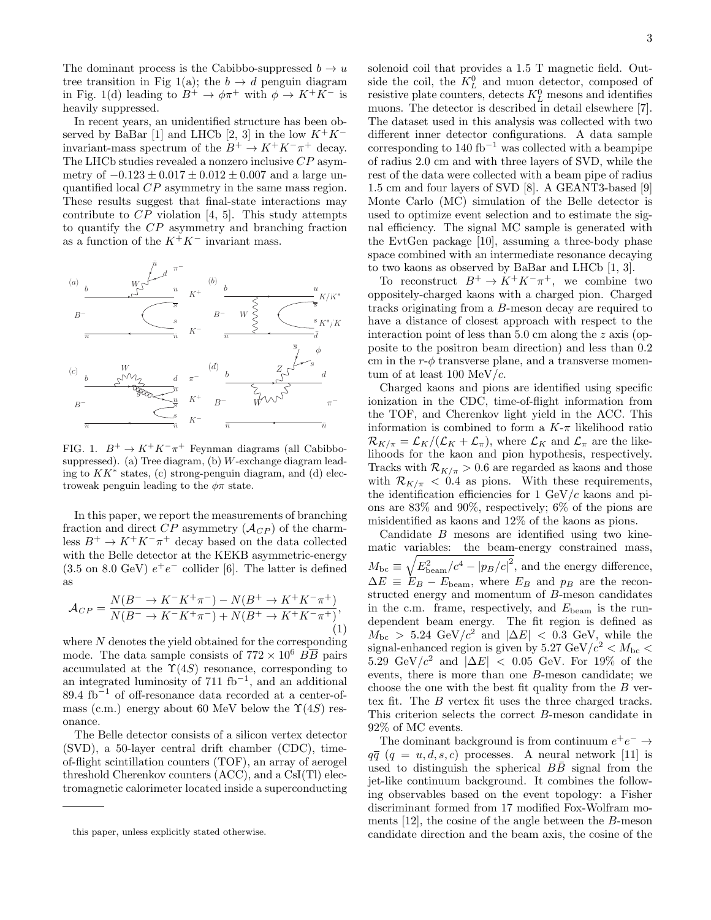The dominant process is the Cabibbo-suppressed $b \to u$ tree transition in Fig 1(a); the $b \to d$ penguin diagram in Fig. 1(d) leading to $B^+ \to \phi\pi^+$ with $\phi \to K^+K^-$ is heavily suppressed.

In recent years, an unidentified structure has been observed by BaBar [1] and LHCb [2, 3] in the low $K^+K^-$ invariant-mass spectrum of the $B^+ \to K^+K^-\pi^+$ decay. The LHCb studies revealed a nonzero inclusive $CP$ asymmetry of $-0.123 \pm 0.017 \pm 0.012 \pm 0.007$ and a large unquantified local $CP$ asymmetry in the same mass region. These results suggest that final-state interactions may contribute to $CP$ violation [4, 5]. This study attempts to quantify the $CP$ asymmetry and branching fraction as a function of the $K^+K^-$ invariant mass.

FIG. 1. $B^+ \to K^+K^-\pi^+$ Feynman diagrams (all Cabibbo-suppressed). (a) Tree diagram, (b) $W$-exchange diagram leading to $KK^*$ states, (c) strong-penguin diagram, and (d) electroweak penguin leading to the $\phi\pi$ state.

In this paper, we report the measurements of branching fraction and direct $CP$ asymmetry ($\mathcal{A}_{CP}$) of the charmless $B^+ \to K^+K^-\pi^+$ decay based on the data collected with the Belle detector at the KEKB asymmetric-energy (3.5 on 8.0 GeV) $e^+e^-$ collider [6]. The latter is defined as

$$\mathcal{A}_{CP} = \frac{N(B^- \to K^-K^+\pi^-) - N(B^+ \to K^+K^-\pi^+)}{N(B^- \to K^-K^+\pi^-) + N(B^+ \to K^+K^-\pi^+)}, \tag{1}$$

where $N$ denotes the yield obtained for the corresponding mode. The data sample consists of $772 \times 10^6$ $B\overline{B}$ pairs accumulated at the $\Upsilon(4S)$ resonance, corresponding to an integrated luminosity of 711 fb$^{-1}$, and an additional 89.4 fb$^{-1}$ of off-resonance data recorded at a center-of-mass (c.m.) energy about 60 MeV below the $\Upsilon(4S)$ resonance.

The Belle detector consists of a silicon vertex detector (SVD), a 50-layer central drift chamber (CDC), time-of-flight scintillation counters (TOF), an array of aerogel threshold Cherenkov counters (ACC), and a CsI(Tl) electromagnetic calorimeter located inside a superconducting solenoid coil that provides a 1.5 T magnetic field. Outside the coil, the $K_L^0$ and muon detector, composed of resistive plate counters, detects $K_L^0$ mesons and identifies muons. The detector is described in detail elsewhere [7]. The dataset used in this analysis was collected with two different inner detector configurations. A data sample corresponding to 140 fb$^{-1}$ was collected with a beampipe of radius 2.0 cm and with three layers of SVD, while the rest of the data were collected with a beam pipe of radius 1.5 cm and four layers of SVD [8]. A GEANT3-based [9] Monte Carlo (MC) simulation of the Belle detector is used to optimize event selection and to estimate the signal efficiency. The signal MC sample is generated with the EvtGen package [10], assuming a three-body phase space combined with an intermediate resonance decaying to two kaons as observed by BaBar and LHCb [1, 3].

To reconstruct $B^+ \to K^+K^-\pi^+$, we combine two oppositely-charged kaons with a charged pion. Charged tracks originating from a $B$-meson decay are required to have a distance of closest approach with respect to the interaction point of less than 5.0 cm along the $z$ axis (opposite to the positron beam direction) and less than 0.2 cm in the $r$-$\phi$ transverse plane, and a transverse momentum of at least 100 MeV/$c$.

Charged kaons and pions are identified using specific ionization in the CDC, time-of-flight information from the TOF, and Cherenkov light yield in the ACC. This information is combined to form a $K$-$\pi$ likelihood ratio $\mathcal{R}_{K/\pi} = \mathcal{L}_K/(\mathcal{L}_K + \mathcal{L}_\pi)$, where $\mathcal{L}_K$ and $\mathcal{L}_\pi$ are the likelihoods for the kaon and pion hypothesis, respectively. Tracks with $\mathcal{R}_{K/\pi} > 0.6$ are regarded as kaons and those with $\mathcal{R}_{K/\pi} < 0.4$ as pions. With these requirements, the identification efficiencies for 1 GeV/$c$ kaons and pions are 83% and 90%, respectively; 6% of the pions are misidentified as kaons and 12% of the kaons as pions.

Candidate $B$ mesons are identified using two kinematic variables: the beam-energy constrained mass, $M_{\rm bc} \equiv \sqrt{E_{\rm beam}^2/c^4 - |p_B/c|^2}$, and the energy difference, $\Delta E \equiv E_B - E_{\rm beam}$, where $E_B$ and $p_B$ are the reconstructed energy and momentum of $B$-meson candidates in the c.m. frame, respectively, and $E_{\rm beam}$ is the run-dependent beam energy. The fit region is defined as $M_{\rm bc} > 5.24$ GeV/$c^2$ and $|\Delta E| < 0.3$ GeV, while the signal-enhanced region is given by 5.27 GeV/$c^2 < M_{\rm bc} <$ 5.29 GeV/$c^2$ and $|\Delta E| < 0.05$ GeV. For 19% of the events, there is more than one $B$-meson candidate; we choose the one with the best fit quality from the $B$ vertex fit. The $B$ vertex fit uses the three charged tracks. This criterion selects the correct $B$-meson candidate in 92% of MC events.

The dominant background is from continuum $e^+e^- \to q\overline{q}$ ($q = u, d, s, c$) processes. A neural network [11] is used to distinguish the spherical $B\bar{B}$ signal from the jet-like continuum background. It combines the following observables based on the event topology: a Fisher discriminant formed from 17 modified Fox-Wolfram moments [12], the cosine of the angle between the $B$-meson candidate direction and the beam axis, the cosine of the

this paper, unless explicitly stated otherwise.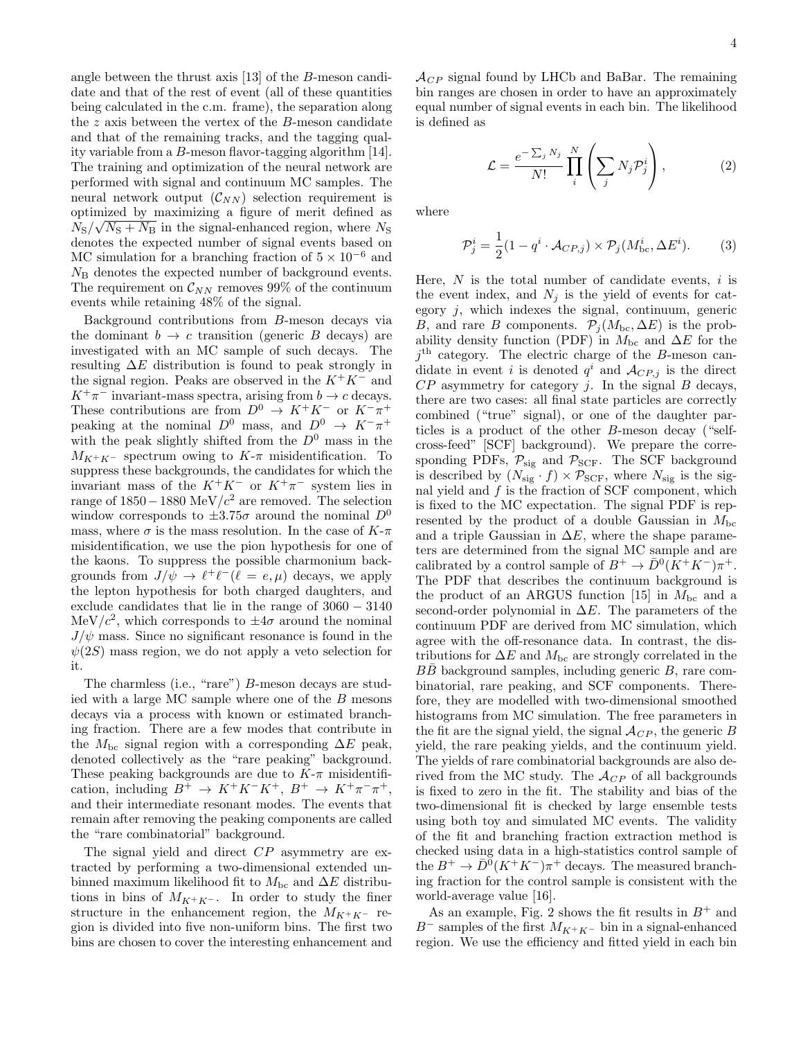angle between the thrust axis [13] of the $B$-meson candidate and that of the rest of event (all of these quantities being calculated in the c.m. frame), the separation along the $z$ axis between the vertex of the $B$-meson candidate and that of the remaining tracks, and the tagging quality variable from a $B$-meson flavor-tagging algorithm [14]. The training and optimization of the neural network are performed with signal and continuum MC samples. The neural network output ($\mathcal{C}_{NN}$) selection requirement is optimized by maximizing a figure of merit defined as $N_{\rm S}/\sqrt{N_{\rm S}+N_{\rm B}}$ in the signal-enhanced region, where $N_{\rm S}$ denotes the expected number of signal events based on MC simulation for a branching fraction of $5\times10^{-6}$ and $N_{\rm B}$ denotes the expected number of background events. The requirement on $\mathcal{C}_{NN}$ removes 99% of the continuum events while retaining 48% of the signal.

Background contributions from $B$-meson decays via the dominant $b\to c$ transition (generic $B$ decays) are investigated with an MC sample of such decays. The resulting $\Delta E$ distribution is found to peak strongly in the signal region. Peaks are observed in the $K^+K^-$ and $K^+\pi^-$ invariant-mass spectra, arising from $b\to c$ decays. These contributions are from $D^0\to K^+K^-$ or $K^-\pi^+$ peaking at the nominal $D^0$ mass, and $D^0\to K^-\pi^+$ with the peak slightly shifted from the $D^0$ mass in the $M_{K^+K^-}$ spectrum owing to $K$-$\pi$ misidentification. To suppress these backgrounds, the candidates for which the invariant mass of the $K^+K^-$ or $K^+\pi^-$ system lies in range of $1850-1880$ MeV$/c^2$ are removed. The selection window corresponds to $\pm3.75\sigma$ around the nominal $D^0$ mass, where $\sigma$ is the mass resolution. In the case of $K$-$\pi$ misidentification, we use the pion hypothesis for one of the kaons. To suppress the possible charmonium backgrounds from $J/\psi\to\ell^+\ell^-(\ell=e,\mu)$ decays, we apply the lepton hypothesis for both charged daughters, and exclude candidates that lie in the range of $3060-3140$ MeV$/c^2$, which corresponds to $\pm4\sigma$ around the nominal $J/\psi$ mass. Since no significant resonance is found in the $\psi(2S)$ mass region, we do not apply a veto selection for it.

The charmless (i.e., "rare") $B$-meson decays are studied with a large MC sample where one of the $B$ mesons decays via a process with known or estimated branching fraction. There are a few modes that contribute in the $M_{\rm bc}$ signal region with a corresponding $\Delta E$ peak, denoted collectively as the "rare peaking" background. These peaking backgrounds are due to $K$-$\pi$ misidentification, including $B^+\to K^+K^-K^+$, $B^+\to K^+\pi^-\pi^+$, and their intermediate resonant modes. The events that remain after removing the peaking components are called the "rare combinatorial" background.

The signal yield and direct $CP$ asymmetry are extracted by performing a two-dimensional extended unbinned maximum likelihood fit to $M_{\rm bc}$ and $\Delta E$ distributions in bins of $M_{K^+K^-}$. In order to study the finer structure in the enhancement region, the $M_{K^+K^-}$ region is divided into five non-uniform bins. The first two bins are chosen to cover the interesting enhancement and $\mathcal{A}_{CP}$ signal found by LHCb and BaBar. The remaining bin ranges are chosen in order to have an approximately equal number of signal events in each bin. The likelihood is defined as

$$\mathcal{L}=\frac{e^{-\sum_j N_j}}{N!}\prod_i^N\left(\sum_j N_j\mathcal{P}_j^i\right),\tag{2}$$

where

$$\mathcal{P}_j^i=\frac{1}{2}(1-q^i\cdot\mathcal{A}_{CP,j})\times\mathcal{P}_j(M_{\rm bc}^i,\Delta E^i).\tag{3}$$

Here, $N$ is the total number of candidate events, $i$ is the event index, and $N_j$ is the yield of events for category $j$, which indexes the signal, continuum, generic $B$, and rare $B$ components. $\mathcal{P}_j(M_{\rm bc},\Delta E)$ is the probability density function (PDF) in $M_{\rm bc}$ and $\Delta E$ for the $j^{\rm th}$ category. The electric charge of the $B$-meson candidate in event $i$ is denoted $q^i$ and $\mathcal{A}_{CP,j}$ is the direct $CP$ asymmetry for category $j$. In the signal $B$ decays, there are two cases: all final state particles are correctly combined ("true" signal), or one of the daughter particles is a product of the other $B$-meson decay ("self-cross-feed" [SCF] background). We prepare the corresponding PDFs, $\mathcal{P}_{\rm sig}$ and $\mathcal{P}_{\rm SCF}$. The SCF background is described by $(N_{\rm sig}\cdot f)\times\mathcal{P}_{\rm SCF}$, where $N_{\rm sig}$ is the signal yield and $f$ is the fraction of SCF component, which is fixed to the MC expectation. The signal PDF is represented by the product of a double Gaussian in $M_{\rm bc}$ and a triple Gaussian in $\Delta E$, where the shape parameters are determined from the signal MC sample and are calibrated by a control sample of $B^+\to\bar{D}^0(K^+K^-)\pi^+$. The PDF that describes the continuum background is the product of an ARGUS function [15] in $M_{\rm bc}$ and a second-order polynomial in $\Delta E$. The parameters of the continuum PDF are derived from MC simulation, which agree with the off-resonance data. In contrast, the distributions for $\Delta E$ and $M_{\rm bc}$ are strongly correlated in the $B\bar{B}$ background samples, including generic $B$, rare combinatorial, rare peaking, and SCF components. Therefore, they are modelled with two-dimensional smoothed histograms from MC simulation. The free parameters in the fit are the signal yield, the signal $\mathcal{A}_{CP}$, the generic $B$ yield, the rare peaking yields, and the continuum yield. The yields of rare combinatorial backgrounds are also derived from the MC study. The $\mathcal{A}_{CP}$ of all backgrounds is fixed to zero in the fit. The stability and bias of the two-dimensional fit is checked by large ensemble tests using both toy and simulated MC events. The validity of the fit and branching fraction extraction method is checked using data in a high-statistics control sample of the $B^+\to\bar{D}^0(K^+K^-)\pi^+$ decays. The measured branching fraction for the control sample is consistent with the world-average value [16].

As an example, Fig. 2 shows the fit results in $B^+$ and $B^-$ samples of the first $M_{K^+K^-}$ bin in a signal-enhanced region. We use the efficiency and fitted yield in each bin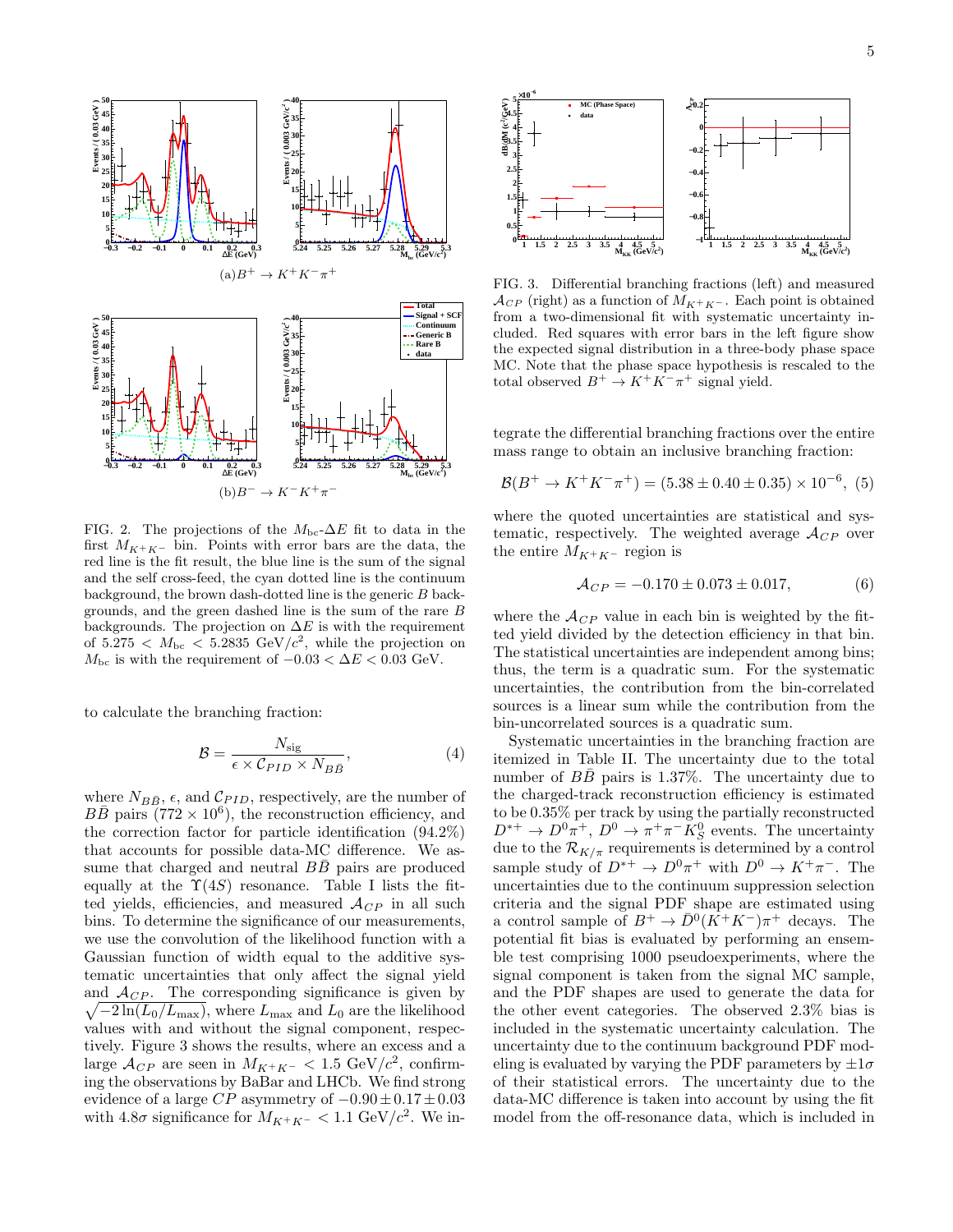FIG. 2. The projections of the $M_{\rm bc}$-$\Delta E$ fit to data in the first $M_{K^+K^-}$ bin. Points with error bars are the data, the red line is the fit result, the blue line is the sum of the signal and the self cross-feed, the cyan dotted line is the continuum background, the brown dash-dotted line is the generic $B$ backgrounds, and the green dashed line is the sum of the rare $B$ backgrounds. The projection on $\Delta E$ is with the requirement of $5.275 < M_{\rm bc} < 5.2835$ GeV/$c^2$, while the projection on $M_{\rm bc}$ is with the requirement of $-0.03 < \Delta E < 0.03$ GeV.

to calculate the branching fraction:

$$\mathcal{B} = \frac{N_{\rm sig}}{\epsilon \times \mathcal{C}_{PID} \times N_{B\bar{B}}}, \quad (4)$$

where $N_{B\bar{B}}$, $\epsilon$, and $\mathcal{C}_{PID}$, respectively, are the number of $B\bar{B}$ pairs ($772 \times 10^6$), the reconstruction efficiency, and the correction factor for particle identification (94.2%) that accounts for possible data-MC difference. We assume that charged and neutral $B\bar{B}$ pairs are produced equally at the $\Upsilon(4S)$ resonance. Table I lists the fitted yields, efficiencies, and measured $\mathcal{A}_{CP}$ in all such bins. To determine the significance of our measurements, we use the convolution of the likelihood function with a Gaussian function of width equal to the additive systematic uncertainties that only affect the signal yield and $\mathcal{A}_{CP}$. The corresponding significance is given by $\sqrt{-2\ln(L_0/L_{\rm max})}$, where $L_{\rm max}$ and $L_0$ are the likelihood values with and without the signal component, respectively. Figure 3 shows the results, where an excess and a large $\mathcal{A}_{CP}$ are seen in $M_{K^+K^-} < 1.5$ GeV/$c^2$, confirming the observations by BaBar and LHCb. We find strong evidence of a large $CP$ asymmetry of $-0.90 \pm 0.17 \pm 0.03$ with $4.8\sigma$ significance for $M_{K^+K^-} < 1.1$ GeV/$c^2$. We integrate the differential branching fractions over the entire mass range to obtain an inclusive branching fraction:

$$\mathcal{B}(B^+ \to K^+K^-\pi^+) = (5.38 \pm 0.40 \pm 0.35) \times 10^{-6}, \quad (5)$$

where the quoted uncertainties are statistical and systematic, respectively. The weighted average $\mathcal{A}_{CP}$ over the entire $M_{K^+K^-}$ region is

$$\mathcal{A}_{CP} = -0.170 \pm 0.073 \pm 0.017, \quad (6)$$

where the $\mathcal{A}_{CP}$ value in each bin is weighted by the fitted yield divided by the detection efficiency in that bin. The statistical uncertainties are independent among bins; thus, the term is a quadratic sum. For the systematic uncertainties, the contribution from the bin-correlated sources is a linear sum while the contribution from the bin-uncorrelated sources is a quadratic sum.

FIG. 3. Differential branching fractions (left) and measured $\mathcal{A}_{CP}$ (right) as a function of $M_{K^+K^-}$. Each point is obtained from a two-dimensional fit with systematic uncertainty included. Red squares with error bars in the left figure show the expected signal distribution in a three-body phase space MC. Note that the phase space hypothesis is rescaled to the total observed $B^+ \to K^+K^-\pi^+$ signal yield.

Systematic uncertainties in the branching fraction are itemized in Table II. The uncertainty due to the total number of $B\bar{B}$ pairs is 1.37%. The uncertainty due to the charged-track reconstruction efficiency is estimated to be 0.35% per track by using the partially reconstructed $D^{*+} \to D^0\pi^+$, $D^0 \to \pi^+\pi^-K_S^0$ events. The uncertainty due to the $\mathcal{R}_{K/\pi}$ requirements is determined by a control sample study of $D^{*+} \to D^0\pi^+$ with $D^0 \to K^+\pi^-$. The uncertainties due to the continuum suppression selection criteria and the signal PDF shape are estimated using a control sample of $B^+ \to \bar{D}^0(K^+K^-)\pi^+$ decays. The potential fit bias is evaluated by performing an ensemble test comprising 1000 pseudoexperiments, where the signal component is taken from the signal MC sample, and the PDF shapes are used to generate the data for the other event categories. The observed 2.3% bias is included in the systematic uncertainty calculation. The uncertainty due to the continuum background PDF modeling is evaluated by varying the PDF parameters by $\pm 1\sigma$ of their statistical errors. The uncertainty due to the data-MC difference is taken into account by using the fit model from the off-resonance data, which is included in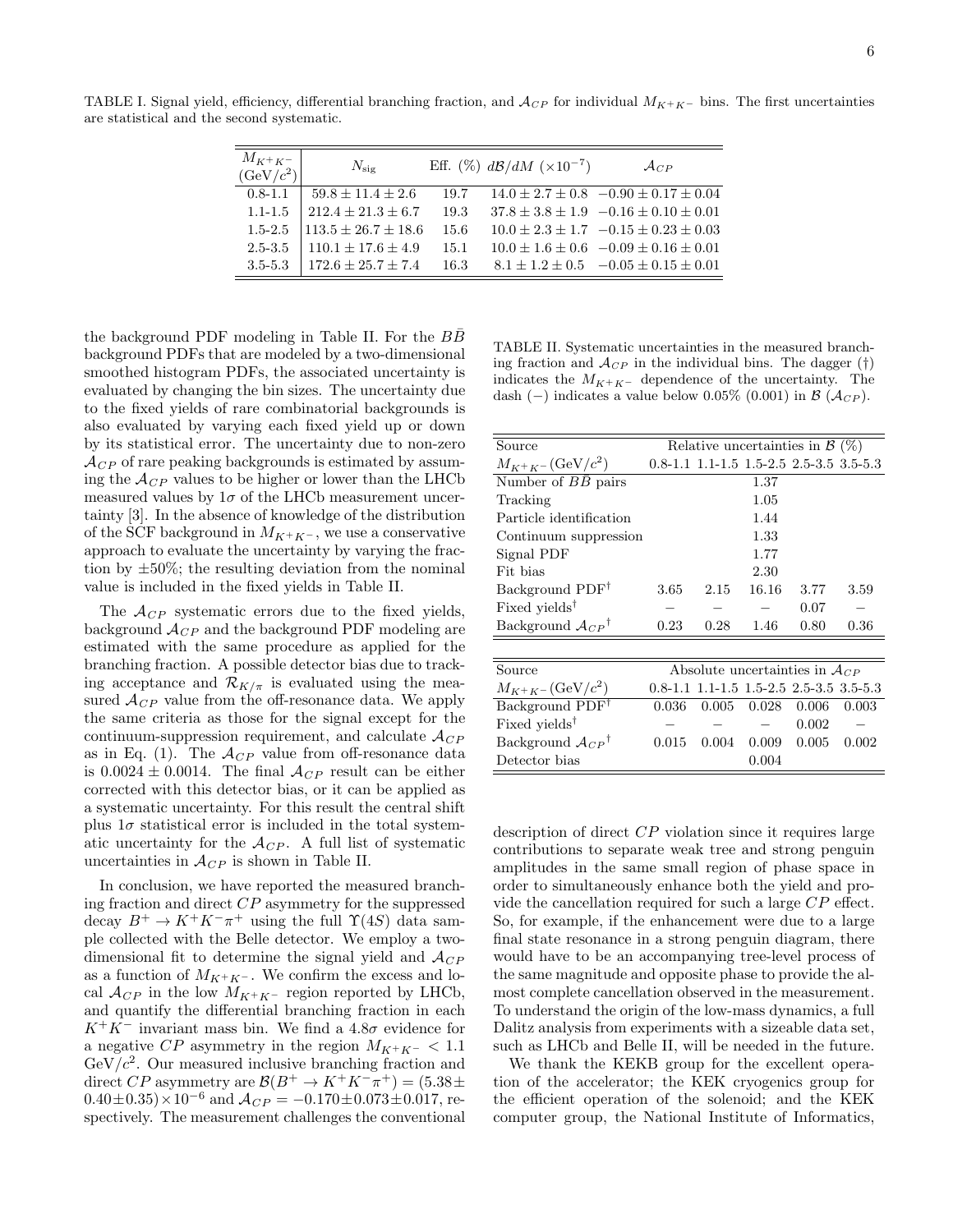TABLE I. Signal yield, efficiency, differential branching fraction, and $\mathcal{A}_{CP}$ for individual $M_{K^+K^-}$ bins. The first uncertainties are statistical and the second systematic.

| $M_{K^+K^-}$ (GeV/$c^2$) | $N_{\rm sig}$ | Eff. (%) | $d\mathcal{B}/dM$ ($\times 10^{-7}$) | $\mathcal{A}_{CP}$ |
|---|---|---|---|---|
| 0.8-1.1 | $59.8 \pm 11.4 \pm 2.6$ | 19.7 | $14.0 \pm 2.7 \pm 0.8$ | $-0.90 \pm 0.17 \pm 0.04$ |
| 1.1-1.5 | $212.4 \pm 21.3 \pm 6.7$ | 19.3 | $37.8 \pm 3.8 \pm 1.9$ | $-0.16 \pm 0.10 \pm 0.01$ |
| 1.5-2.5 | $113.5 \pm 26.7 \pm 18.6$ | 15.6 | $10.0 \pm 2.3 \pm 1.7$ | $-0.15 \pm 0.23 \pm 0.03$ |
| 2.5-3.5 | $110.1 \pm 17.6 \pm 4.9$ | 15.1 | $10.0 \pm 1.6 \pm 0.6$ | $-0.09 \pm 0.16 \pm 0.01$ |
| 3.5-5.3 | $172.6 \pm 25.7 \pm 7.4$ | 16.3 | $8.1 \pm 1.2 \pm 0.5$ | $-0.05 \pm 0.15 \pm 0.01$ |

the background PDF modeling in Table II. For the $B\bar{B}$ background PDFs that are modeled by a two-dimensional smoothed histogram PDFs, the associated uncertainty is evaluated by changing the bin sizes. The uncertainty due to the fixed yields of rare combinatorial backgrounds is also evaluated by varying each fixed yield up or down by its statistical error. The uncertainty due to non-zero $\mathcal{A}_{CP}$ of rare peaking backgrounds is estimated by assuming the $\mathcal{A}_{CP}$ values to be higher or lower than the LHCb measured values by $1\sigma$ of the LHCb measurement uncertainty [3]. In the absence of knowledge of the distribution of the SCF background in $M_{K^+K^-}$, we use a conservative approach to evaluate the uncertainty by varying the fraction by $\pm 50\%$; the resulting deviation from the nominal value is included in the fixed yields in Table II.

The $\mathcal{A}_{CP}$ systematic errors due to the fixed yields, background $\mathcal{A}_{CP}$ and the background PDF modeling are estimated with the same procedure as applied for the branching fraction. A possible detector bias due to tracking acceptance and $\mathcal{R}_{K/\pi}$ is evaluated using the measured $\mathcal{A}_{CP}$ value from the off-resonance data. We apply the same criteria as those for the signal except for the continuum-suppression requirement, and calculate $\mathcal{A}_{CP}$ as in Eq. (1). The $\mathcal{A}_{CP}$ value from off-resonance data is $0.0024 \pm 0.0014$. The final $\mathcal{A}_{CP}$ result can be either corrected with this detector bias, or it can be applied as a systematic uncertainty. For this result the central shift plus $1\sigma$ statistical error is included in the total systematic uncertainty for the $\mathcal{A}_{CP}$. A full list of systematic uncertainties in $\mathcal{A}_{CP}$ is shown in Table II.

In conclusion, we have reported the measured branching fraction and direct $CP$ asymmetry for the suppressed decay $B^+ \to K^+K^-\pi^+$ using the full $\Upsilon(4S)$ data sample collected with the Belle detector. We employ a two-dimensional fit to determine the signal yield and $\mathcal{A}_{CP}$ as a function of $M_{K^+K^-}$. We confirm the excess and local $\mathcal{A}_{CP}$ in the low $M_{K^+K^-}$ region reported by LHCb, and quantify the differential branching fraction in each $K^+K^-$ invariant mass bin. We find a $4.8\sigma$ evidence for a negative $CP$ asymmetry in the region $M_{K^+K^-} < 1.1$ GeV/$c^2$. Our measured inclusive branching fraction and direct $CP$ asymmetry are $\mathcal{B}(B^+ \to K^+K^-\pi^+) = (5.38 \pm 0.40 \pm 0.35) \times 10^{-6}$ and $\mathcal{A}_{CP} = -0.170 \pm 0.073 \pm 0.017$, respectively. The measurement challenges the conventional

TABLE II. Systematic uncertainties in the measured branching fraction and $\mathcal{A}_{CP}$ in the individual bins. The dagger (†) indicates the $M_{K^+K^-}$ dependence of the uncertainty. The dash (−) indicates a value below 0.05% (0.001) in $\mathcal{B}$ ($\mathcal{A}_{CP}$).

| Source | Relative uncertainties in $\mathcal{B}$ (%) | | | | |
|---|---|---|---|---|---|
| $M_{K^+K^-}$ (GeV/$c^2$) | 0.8-1.1 | 1.1-1.5 | 1.5-2.5 | 2.5-3.5 | 3.5-5.3 |
| Number of $B\bar{B}$ pairs | | | 1.37 | | |
| Tracking | | | 1.05 | | |
| Particle identification | | | 1.44 | | |
| Continuum suppression | | | 1.33 | | |
| Signal PDF | | | 1.77 | | |
| Fit bias | | | 2.30 | | |
| Background PDF† | 3.65 | 2.15 | 16.16 | 3.77 | 3.59 |
| Fixed yields† | − | − | − | 0.07 | − |
| Background $\mathcal{A}_{CP}$† | 0.23 | 0.28 | 1.46 | 0.80 | 0.36 |

| Source | Absolute uncertainties in $\mathcal{A}_{CP}$ | | | | |
|---|---|---|---|---|---|
| $M_{K^+K^-}$ (GeV/$c^2$) | 0.8-1.1 | 1.1-1.5 | 1.5-2.5 | 2.5-3.5 | 3.5-5.3 |
| Background PDF† | 0.036 | 0.005 | 0.028 | 0.006 | 0.003 |
| Fixed yields† | − | − | − | 0.002 | − |
| Background $\mathcal{A}_{CP}$† | 0.015 | 0.004 | 0.009 | 0.005 | 0.002 |
| Detector bias | | | 0.004 | | |

description of direct $CP$ violation since it requires large contributions to separate weak tree and strong penguin amplitudes in the same small region of phase space in order to simultaneously enhance both the yield and provide the cancellation required for such a large $CP$ effect. So, for example, if the enhancement were due to a large final state resonance in a strong penguin diagram, there would have to be an accompanying tree-level process of the same magnitude and opposite phase to provide the almost complete cancellation observed in the measurement. To understand the origin of the low-mass dynamics, a full Dalitz analysis from experiments with a sizeable data set, such as LHCb and Belle II, will be needed in the future.

We thank the KEKB group for the excellent operation of the accelerator; the KEK cryogenics group for the efficient operation of the solenoid; and the KEK computer group, the National Institute of Informatics,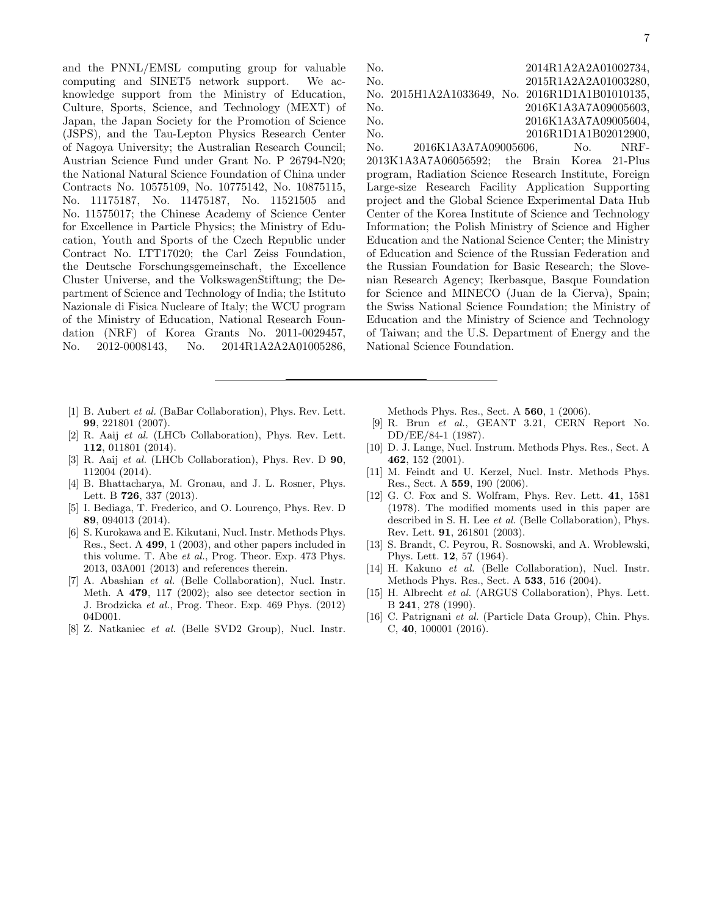and the PNNL/EMSL computing group for valuable computing and SINET5 network support. We acknowledge support from the Ministry of Education, Culture, Sports, Science, and Technology (MEXT) of Japan, the Japan Society for the Promotion of Science (JSPS), and the Tau-Lepton Physics Research Center of Nagoya University; the Australian Research Council; Austrian Science Fund under Grant No. P 26794-N20; the National Natural Science Foundation of China under Contracts No. 10575109, No. 10775142, No. 10875115, No. 11175187, No. 11475187, No. 11521505 and No. 11575017; the Chinese Academy of Science Center for Excellence in Particle Physics; the Ministry of Education, Youth and Sports of the Czech Republic under Contract No. LTT17020; the Carl Zeiss Foundation, the Deutsche Forschungsgemeinschaft, the Excellence Cluster Universe, and the VolkswagenStiftung; the Department of Science and Technology of India; the Istituto Nazionale di Fisica Nucleare of Italy; the WCU program of the Ministry of Education, National Research Foundation (NRF) of Korea Grants No. 2011-0029457, No. 2012-0008143, No. 2014R1A2A2A01005286, No. 2014R1A2A2A01002734, No. 2015R1A2A2A01003280, No. 2015H1A2A1033649, No. 2016R1D1A1B01010135, No. 2016K1A3A7A09005603, No. 2016K1A3A7A09005604, No. 2016R1D1A1B02012900, No. 2016K1A3A7A09005606, No. NRF-2013K1A3A7A06056592; the Brain Korea 21-Plus program, Radiation Science Research Institute, Foreign Large-size Research Facility Application Supporting project and the Global Science Experimental Data Hub Center of the Korea Institute of Science and Technology Information; the Polish Ministry of Science and Higher Education and the National Science Center; the Ministry of Education and Science of the Russian Federation and the Russian Foundation for Basic Research; the Slovenian Research Agency; Ikerbasque, Basque Foundation for Science and MINECO (Juan de la Cierva), Spain; the Swiss National Science Foundation; the Ministry of Education and the Ministry of Science and Technology of Taiwan; and the U.S. Department of Energy and the National Science Foundation.

---

[1] B. Aubert *et al.* (BaBar Collaboration), Phys. Rev. Lett. **99**, 221801 (2007).

[2] R. Aaij *et al.* (LHCb Collaboration), Phys. Rev. Lett. **112**, 011801 (2014).

[3] R. Aaij *et al.* (LHCb Collaboration), Phys. Rev. D **90**, 112004 (2014).

[4] B. Bhattacharya, M. Gronau, and J. L. Rosner, Phys. Lett. B **726**, 337 (2013).

[5] I. Bediaga, T. Frederico, and O. Lourenço, Phys. Rev. D **89**, 094013 (2014).

[6] S. Kurokawa and E. Kikutani, Nucl. Instr. Methods Phys. Res., Sect. A **499**, 1 (2003), and other papers included in this volume. T. Abe *et al.*, Prog. Theor. Exp. 473 Phys. 2013, 03A001 (2013) and references therein.

[7] A. Abashian *et al.* (Belle Collaboration), Nucl. Instr. Meth. A **479**, 117 (2002); also see detector section in J. Brodzicka *et al.*, Prog. Theor. Exp. 469 Phys. (2012) 04D001.

[8] Z. Natkaniec *et al.* (Belle SVD2 Group), Nucl. Instr. Methods Phys. Res., Sect. A **560**, 1 (2006).

[9] R. Brun *et al.*, GEANT 3.21, CERN Report No. DD/EE/84-1 (1987).

[10] D. J. Lange, Nucl. Instrum. Methods Phys. Res., Sect. A **462**, 152 (2001).

[11] M. Feindt and U. Kerzel, Nucl. Instr. Methods Phys. Res., Sect. A **559**, 190 (2006).

[12] G. C. Fox and S. Wolfram, Phys. Rev. Lett. **41**, 1581 (1978). The modified moments used in this paper are described in S. H. Lee *et al.* (Belle Collaboration), Phys. Rev. Lett. **91**, 261801 (2003).

[13] S. Brandt, C. Peyrou, R. Sosnowski, and A. Wroblewski, Phys. Lett. **12**, 57 (1964).

[14] H. Kakuno *et al.* (Belle Collaboration), Nucl. Instr. Methods Phys. Res., Sect. A **533**, 516 (2004).

[15] H. Albrecht *et al.* (ARGUS Collaboration), Phys. Lett. B **241**, 278 (1990).

[16] C. Patrignani *et al.* (Particle Data Group), Chin. Phys. C, **40**, 100001 (2016).